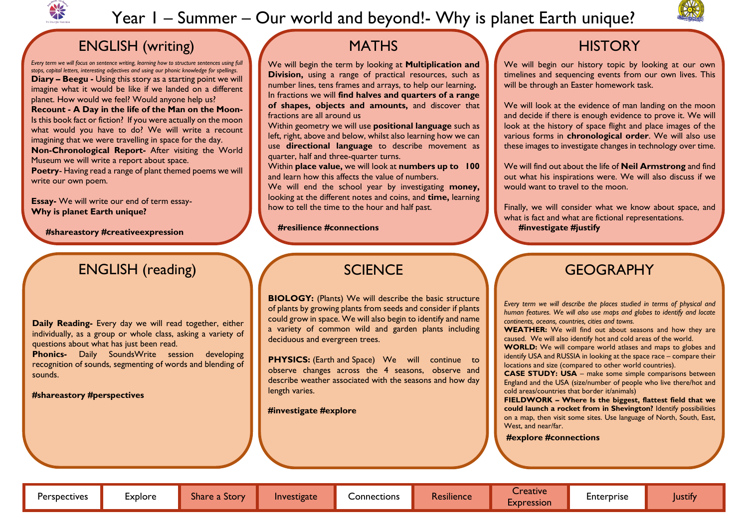# Year 1 – Summer – Our world and beyond!- Why is planet Earth unique?

## ENGLISH (writing)

*Every term we will focus on sentence writing, learning how to structure sentences using full stops, capital letters, interesting adjectives and using our phonic knowledge for spellings.*

**Diary – Beegu -** Using this story as a starting point we will imagine what it would be like if we landed on a different planet. How would we feel? Would anyone help us?

**Recount - A Day in the life of the Man on the Moon-** Is this book fact or fiction? If you were actually on the moon what would you have to do? We will write a recount imagining that we were travelling in space for the day.

**Non-Chronological Report-** After visiting the World Museum we will write a report about space.

**Poetry**- Having read a range of plant themed poems we will write our own poem.

**Essay-** We will write our end of term essay-
**Why is planet Earth unique?**

**#shareastory #creativeexpression**

## MATHS

We will begin the term by looking at **Multiplication and Division,** using a range of practical resources, such as number lines, tens frames and arrays, to help our learning.
In fractions we will **find halves and quarters of a range of shapes, objects and amounts,** and discover that fractions are all around us
Within geometry we will use **positional language** such as left, right, above and below, whilst also learning how we can use **directional language** to describe movement as quarter, half and three-quarter turns.
Within **place value,** we will look at **numbers up to 100** and learn how this affects the value of numbers.
We will end the school year by investigating **money,** looking at the different notes and coins, and **time,** learning how to tell the time to the hour and half past.

**#resilience #connections**

## HISTORY

We will begin our history topic by looking at our own timelines and sequencing events from our own lives. This will be through an Easter homework task.

We will look at the evidence of man landing on the moon and decide if there is enough evidence to prove it. We will look at the history of space flight and place images of the various forms in **chronological order**. We will also use these images to investigate changes in technology over time.

We will find out about the life of **Neil Armstrong** and find out what his inspirations were. We will also discuss if we would want to travel to the moon.

Finally, we will consider what we know about space, and what is fact and what are fictional representations.

**#investigate #justify**

## ENGLISH (reading)

**Daily Reading-** Every day we will read together, either individually, as a group or whole class, asking a variety of questions about what has just been read.

**Phonics-** Daily SoundsWrite session developing recognition of sounds, segmenting of words and blending of sounds.

**#shareastory #perspectives**

## SCIENCE

**BIOLOGY:** (Plants) We will describe the basic structure of plants by growing plants from seeds and consider if plants could grow in space. We will also begin to identify and name a variety of common wild and garden plants including deciduous and evergreen trees.

**PHYSICS:** (Earth and Space) We will continue to observe changes across the 4 seasons, observe and describe weather associated with the seasons and how day length varies.

**#investigate #explore**

## GEOGRAPHY

*Every term we will describe the places studied in terms of physical and human features. We will also use maps and globes to identify and locate continents, oceans, countries, cities and towns.*

**WEATHER:** We will find out about seasons and how they are caused. We will also identify hot and cold areas of the world.

**WORLD:** We will compare world atlases and maps to globes and identify USA and RUSSIA in looking at the space race – compare their locations and size (compared to other world countries).

**CASE STUDY: USA** – make some simple comparisons between England and the USA (size/number of people who live there/hot and cold areas/countries that border it/animals)

**FIELDWORK – Where Is the biggest, flattest field that we could launch a rocket from in Shevington?** Identify possibilities on a map, then visit some sites. Use language of North, South, East, West, and near/far.

**#explore #connections**

| Perspectives | Explore | Share a Story | Investigate | Connections | Resilience | Creative Expression | Enterprise | Justify |
|---|---|---|---|---|---|---|---|---|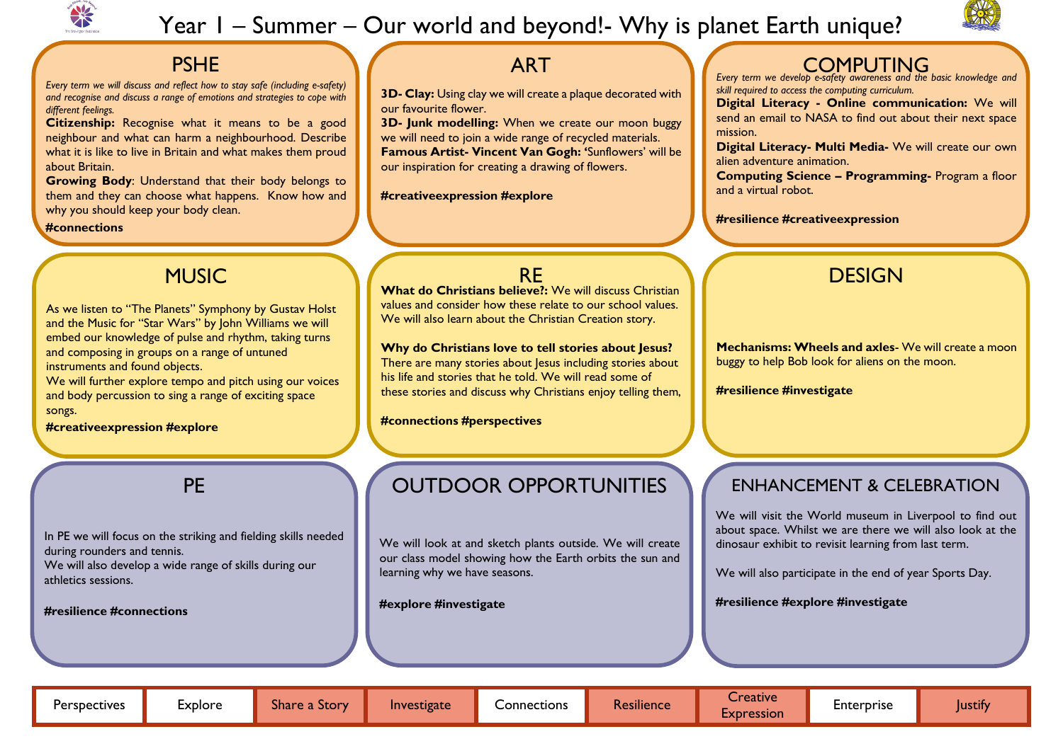# Year 1 – Summer – Our world and beyond!- Why is planet Earth unique?

## PSHE

*Every term we will discuss and reflect how to stay safe (including e-safety) and recognise and discuss a range of emotions and strategies to cope with different feelings.*

**Citizenship:** Recognise what it means to be a good neighbour and what can harm a neighbourhood. Describe what it is like to live in Britain and what makes them proud about Britain.

**Growing Body**: Understand that their body belongs to them and they can choose what happens. Know how and why you should keep your body clean.

**#connections**

## ART

**3D- Clay:** Using clay we will create a plaque decorated with our favourite flower.

**3D- Junk modelling:** When we create our moon buggy we will need to join a wide range of recycled materials.

**Famous Artist- Vincent Van Gogh: '**Sunflowers' will be our inspiration for creating a drawing of flowers.

**#creativeexpression #explore**

## COMPUTING

*Every term we develop e-safety awareness and the basic knowledge and skill required to access the computing curriculum.*

**Digital Literacy - Online communication:** We will send an email to NASA to find out about their next space mission.

**Digital Literacy- Multi Media-** We will create our own alien adventure animation.

**Computing Science – Programming-** Program a floor and a virtual robot.

**#resilience #creativeexpression**

## MUSIC

As we listen to "The Planets" Symphony by Gustav Holst and the Music for "Star Wars" by John Williams we will embed our knowledge of pulse and rhythm, taking turns and composing in groups on a range of untuned instruments and found objects.

We will further explore tempo and pitch using our voices and body percussion to sing a range of exciting space songs.

**#creativeexpression #explore**

## RE

**What do Christians believe?:** We will discuss Christian values and consider how these relate to our school values. We will also learn about the Christian Creation story.

**Why do Christians love to tell stories about Jesus?** There are many stories about Jesus including stories about his life and stories that he told. We will read some of these stories and discuss why Christians enjoy telling them,

**#connections #perspectives**

## DESIGN

**Mechanisms: Wheels and axles**- We will create a moon buggy to help Bob look for aliens on the moon.

**#resilience #investigate**

## PE

In PE we will focus on the striking and fielding skills needed during rounders and tennis.

We will also develop a wide range of skills during our athletics sessions.

**#resilience #connections**

## OUTDOOR OPPORTUNITIES

We will look at and sketch plants outside. We will create our class model showing how the Earth orbits the sun and learning why we have seasons.

**#explore #investigate**

## ENHANCEMENT & CELEBRATION

We will visit the World museum in Liverpool to find out about space. Whilst we are there we will also look at the dinosaur exhibit to revisit learning from last term.

We will also participate in the end of year Sports Day.

**#resilience #explore #investigate**

| | | | | | | | | |
|---|---|---|---|---|---|---|---|---|
| Perspectives | Explore | Share a Story | Investigate | Connections | Resilience | Creative Expression | Enterprise | Justify |